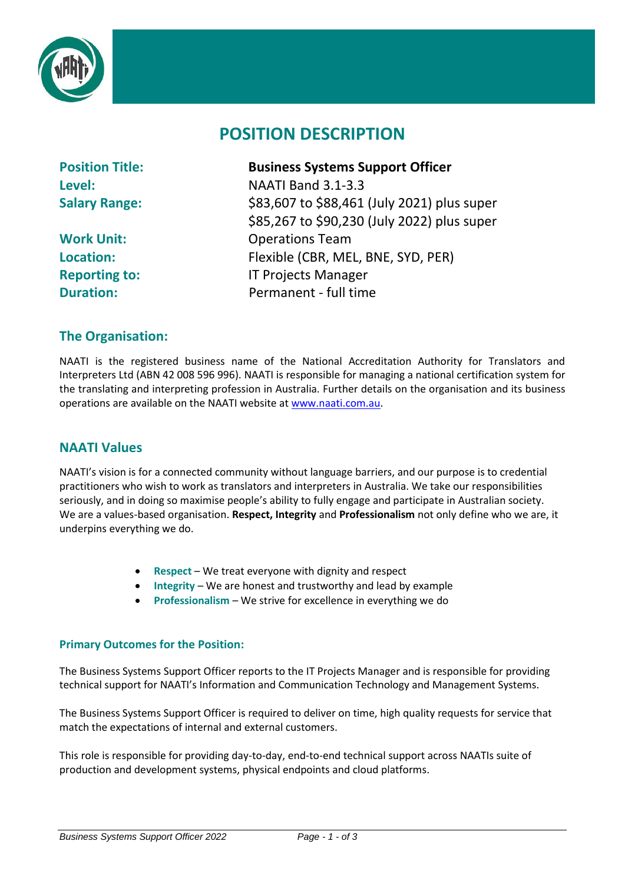# POSITION DESCRIPTION

| | |
|---|---|
| **Position Title:** | **Business Systems Support Officer** |
| **Level:** | NAATI Band 3.1-3.3 |
| **Salary Range:** | $83,607 to $88,461 (July 2021) plus super<br>$85,267 to $90,230 (July 2022) plus super |
| **Work Unit:** | Operations Team |
| **Location:** | Flexible (CBR, MEL, BNE, SYD, PER) |
| **Reporting to:** | IT Projects Manager |
| **Duration:** | Permanent - full time |

## The Organisation:

NAATI is the registered business name of the National Accreditation Authority for Translators and Interpreters Ltd (ABN 42 008 596 996). NAATI is responsible for managing a national certification system for the translating and interpreting profession in Australia. Further details on the organisation and its business operations are available on the NAATI website at www.naati.com.au.

## NAATI Values

NAATI's vision is for a connected community without language barriers, and our purpose is to credential practitioners who wish to work as translators and interpreters in Australia. We take our responsibilities seriously, and in doing so maximise people's ability to fully engage and participate in Australian society. We are a values-based organisation. **Respect, Integrity** and **Professionalism** not only define who we are, it underpins everything we do.

- **Respect** – We treat everyone with dignity and respect
- **Integrity** – We are honest and trustworthy and lead by example
- **Professionalism** – We strive for excellence in everything we do

### Primary Outcomes for the Position:

The Business Systems Support Officer reports to the IT Projects Manager and is responsible for providing technical support for NAATI's Information and Communication Technology and Management Systems.

The Business Systems Support Officer is required to deliver on time, high quality requests for service that match the expectations of internal and external customers.

This role is responsible for providing day-to-day, end-to-end technical support across NAATIs suite of production and development systems, physical endpoints and cloud platforms.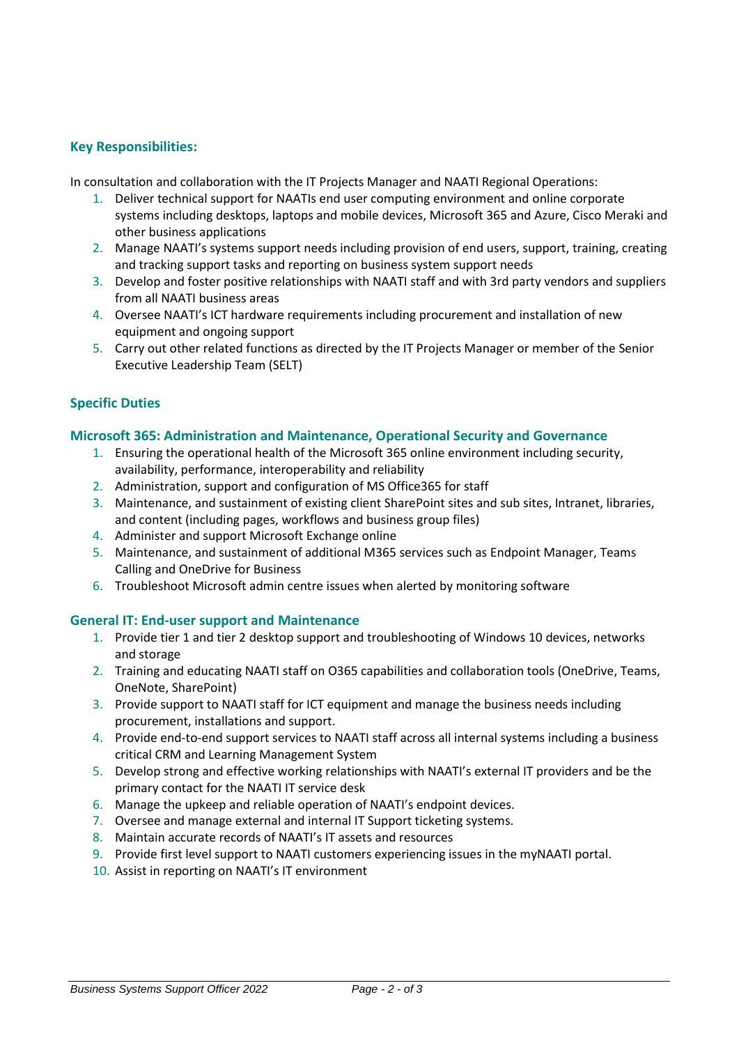## Key Responsibilities:

In consultation and collaboration with the IT Projects Manager and NAATI Regional Operations:

1. Deliver technical support for NAATIs end user computing environment and online corporate systems including desktops, laptops and mobile devices, Microsoft 365 and Azure, Cisco Meraki and other business applications
2. Manage NAATI's systems support needs including provision of end users, support, training, creating and tracking support tasks and reporting on business system support needs
3. Develop and foster positive relationships with NAATI staff and with 3rd party vendors and suppliers from all NAATI business areas
4. Oversee NAATI's ICT hardware requirements including procurement and installation of new equipment and ongoing support
5. Carry out other related functions as directed by the IT Projects Manager or member of the Senior Executive Leadership Team (SELT)

## Specific Duties

### Microsoft 365: Administration and Maintenance, Operational Security and Governance

1. Ensuring the operational health of the Microsoft 365 online environment including security, availability, performance, interoperability and reliability
2. Administration, support and configuration of MS Office365 for staff
3. Maintenance, and sustainment of existing client SharePoint sites and sub sites, Intranet, libraries, and content (including pages, workflows and business group files)
4. Administer and support Microsoft Exchange online
5. Maintenance, and sustainment of additional M365 services such as Endpoint Manager, Teams Calling and OneDrive for Business
6. Troubleshoot Microsoft admin centre issues when alerted by monitoring software

### General IT: End-user support and Maintenance

1. Provide tier 1 and tier 2 desktop support and troubleshooting of Windows 10 devices, networks and storage
2. Training and educating NAATI staff on O365 capabilities and collaboration tools (OneDrive, Teams, OneNote, SharePoint)
3. Provide support to NAATI staff for ICT equipment and manage the business needs including procurement, installations and support.
4. Provide end-to-end support services to NAATI staff across all internal systems including a business critical CRM and Learning Management System
5. Develop strong and effective working relationships with NAATI's external IT providers and be the primary contact for the NAATI IT service desk
6. Manage the upkeep and reliable operation of NAATI's endpoint devices.
7. Oversee and manage external and internal IT Support ticketing systems.
8. Maintain accurate records of NAATI's IT assets and resources
9. Provide first level support to NAATI customers experiencing issues in the myNAATI portal.
10. Assist in reporting on NAATI's IT environment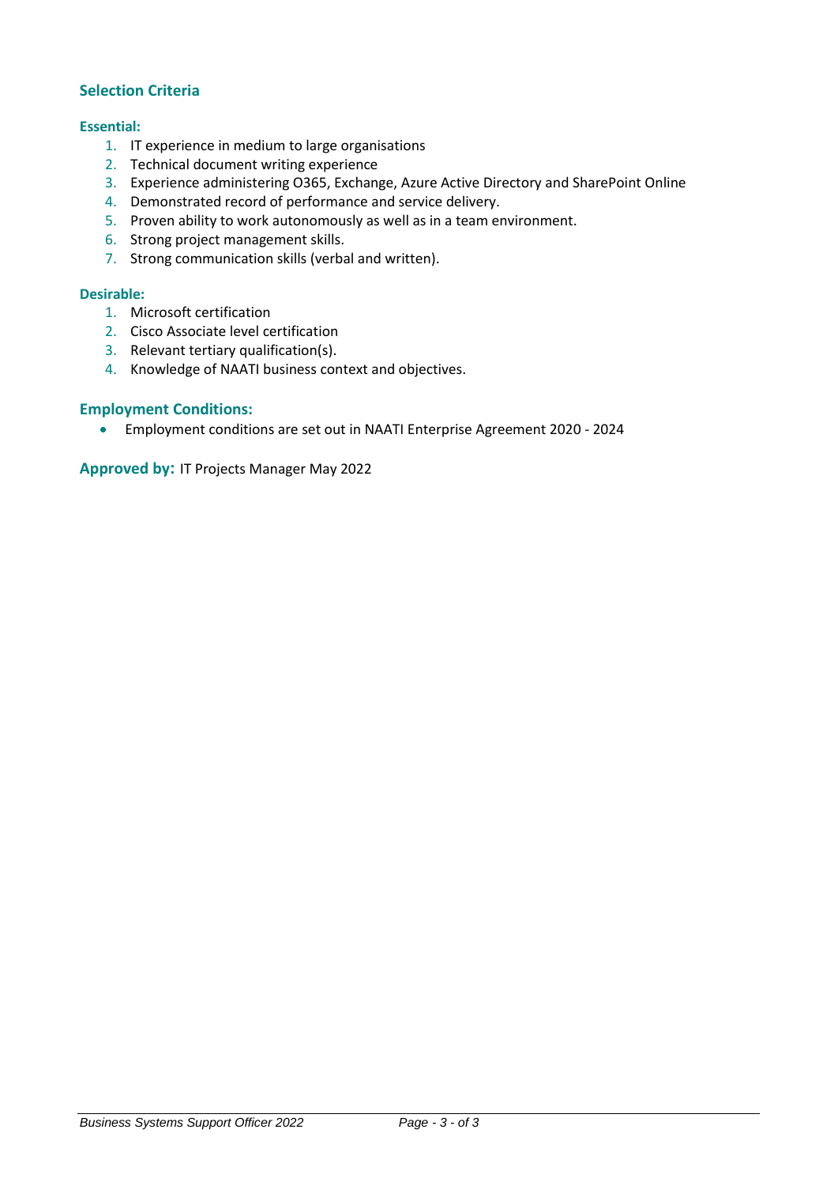## Selection Criteria

### Essential:

1. IT experience in medium to large organisations
2. Technical document writing experience
3. Experience administering O365, Exchange, Azure Active Directory and SharePoint Online
4. Demonstrated record of performance and service delivery.
5. Proven ability to work autonomously as well as in a team environment.
6. Strong project management skills.
7. Strong communication skills (verbal and written).

### Desirable:

1. Microsoft certification
2. Cisco Associate level certification
3. Relevant tertiary qualification(s).
4. Knowledge of NAATI business context and objectives.

## Employment Conditions:

- Employment conditions are set out in NAATI Enterprise Agreement 2020 - 2024

**Approved by:** IT Projects Manager May 2022